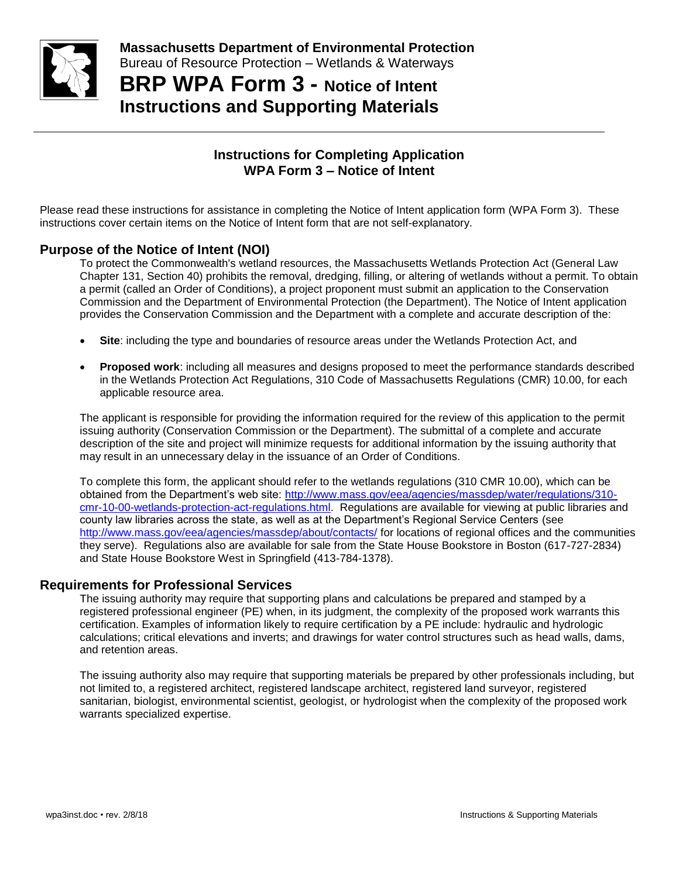**Massachusetts Department of Environmental Protection**
Bureau of Resource Protection – Wetlands & Waterways

# BRP WPA Form 3 - Notice of Intent Instructions and Supporting Materials

## Instructions for Completing Application WPA Form 3 – Notice of Intent

Please read these instructions for assistance in completing the Notice of Intent application form (WPA Form 3). These instructions cover certain items on the Notice of Intent form that are not self-explanatory.

## Purpose of the Notice of Intent (NOI)

To protect the Commonwealth's wetland resources, the Massachusetts Wetlands Protection Act (General Law Chapter 131, Section 40) prohibits the removal, dredging, filling, or altering of wetlands without a permit. To obtain a permit (called an Order of Conditions), a project proponent must submit an application to the Conservation Commission and the Department of Environmental Protection (the Department). The Notice of Intent application provides the Conservation Commission and the Department with a complete and accurate description of the:

- **Site**: including the type and boundaries of resource areas under the Wetlands Protection Act, and
- **Proposed work**: including all measures and designs proposed to meet the performance standards described in the Wetlands Protection Act Regulations, 310 Code of Massachusetts Regulations (CMR) 10.00, for each applicable resource area.

The applicant is responsible for providing the information required for the review of this application to the permit issuing authority (Conservation Commission or the Department). The submittal of a complete and accurate description of the site and project will minimize requests for additional information by the issuing authority that may result in an unnecessary delay in the issuance of an Order of Conditions.

To complete this form, the applicant should refer to the wetlands regulations (310 CMR 10.00), which can be obtained from the Department's web site: [http://www.mass.gov/eea/agencies/massdep/water/regulations/310-cmr-10-00-wetlands-protection-act-regulations.html](http://www.mass.gov/eea/agencies/massdep/water/regulations/310-cmr-10-00-wetlands-protection-act-regulations.html). Regulations are available for viewing at public libraries and county law libraries across the state, as well as at the Department's Regional Service Centers (see [http://www.mass.gov/eea/agencies/massdep/about/contacts/](http://www.mass.gov/eea/agencies/massdep/about/contacts/) for locations of regional offices and the communities they serve). Regulations also are available for sale from the State House Bookstore in Boston (617-727-2834) and State House Bookstore West in Springfield (413-784-1378).

## Requirements for Professional Services

The issuing authority may require that supporting plans and calculations be prepared and stamped by a registered professional engineer (PE) when, in its judgment, the complexity of the proposed work warrants this certification. Examples of information likely to require certification by a PE include: hydraulic and hydrologic calculations; critical elevations and inverts; and drawings for water control structures such as head walls, dams, and retention areas.

The issuing authority also may require that supporting materials be prepared by other professionals including, but not limited to, a registered architect, registered landscape architect, registered land surveyor, registered sanitarian, biologist, environmental scientist, geologist, or hydrologist when the complexity of the proposed work warrants specialized expertise.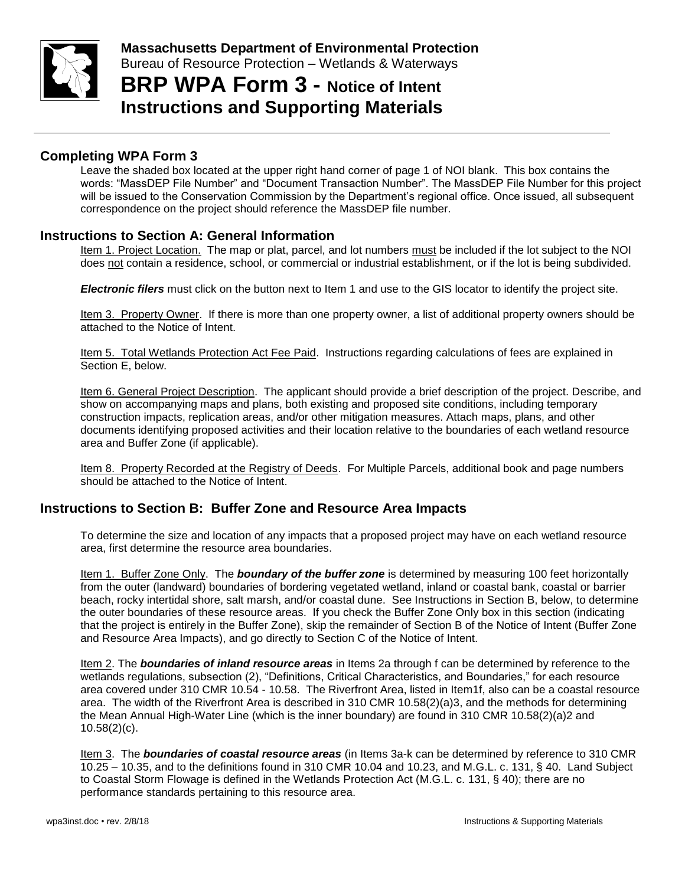**Massachusetts Department of Environmental Protection**
Bureau of Resource Protection – Wetlands & Waterways

# BRP WPA Form 3 - Notice of Intent Instructions and Supporting Materials

## Completing WPA Form 3

Leave the shaded box located at the upper right hand corner of page 1 of NOI blank. This box contains the words: "MassDEP File Number" and "Document Transaction Number". The MassDEP File Number for this project will be issued to the Conservation Commission by the Department's regional office. Once issued, all subsequent correspondence on the project should reference the MassDEP file number.

## Instructions to Section A: General Information

Item 1. Project Location. The map or plat, parcel, and lot numbers must be included if the lot subject to the NOI does not contain a residence, school, or commercial or industrial establishment, or if the lot is being subdivided.

***Electronic filers*** must click on the button next to Item 1 and use to the GIS locator to identify the project site.

Item 3. Property Owner. If there is more than one property owner, a list of additional property owners should be attached to the Notice of Intent.

Item 5. Total Wetlands Protection Act Fee Paid. Instructions regarding calculations of fees are explained in Section E, below.

Item 6. General Project Description. The applicant should provide a brief description of the project. Describe, and show on accompanying maps and plans, both existing and proposed site conditions, including temporary construction impacts, replication areas, and/or other mitigation measures. Attach maps, plans, and other documents identifying proposed activities and their location relative to the boundaries of each wetland resource area and Buffer Zone (if applicable).

Item 8. Property Recorded at the Registry of Deeds. For Multiple Parcels, additional book and page numbers should be attached to the Notice of Intent.

## Instructions to Section B: Buffer Zone and Resource Area Impacts

To determine the size and location of any impacts that a proposed project may have on each wetland resource area, first determine the resource area boundaries.

Item 1. Buffer Zone Only. The ***boundary of the buffer zone*** is determined by measuring 100 feet horizontally from the outer (landward) boundaries of bordering vegetated wetland, inland or coastal bank, coastal or barrier beach, rocky intertidal shore, salt marsh, and/or coastal dune. See Instructions in Section B, below, to determine the outer boundaries of these resource areas. If you check the Buffer Zone Only box in this section (indicating that the project is entirely in the Buffer Zone), skip the remainder of Section B of the Notice of Intent (Buffer Zone and Resource Area Impacts), and go directly to Section C of the Notice of Intent.

Item 2. The ***boundaries of inland resource areas*** in Items 2a through f can be determined by reference to the wetlands regulations, subsection (2), "Definitions, Critical Characteristics, and Boundaries," for each resource area covered under 310 CMR 10.54 - 10.58. The Riverfront Area, listed in Item1f, also can be a coastal resource area. The width of the Riverfront Area is described in 310 CMR 10.58(2)(a)3, and the methods for determining the Mean Annual High-Water Line (which is the inner boundary) are found in 310 CMR 10.58(2)(a)2 and 10.58(2)(c).

Item 3. The ***boundaries of coastal resource areas*** (in Items 3a-k can be determined by reference to 310 CMR 10.25 – 10.35, and to the definitions found in 310 CMR 10.04 and 10.23, and M.G.L. c. 131, § 40. Land Subject to Coastal Storm Flowage is defined in the Wetlands Protection Act (M.G.L. c. 131, § 40); there are no performance standards pertaining to this resource area.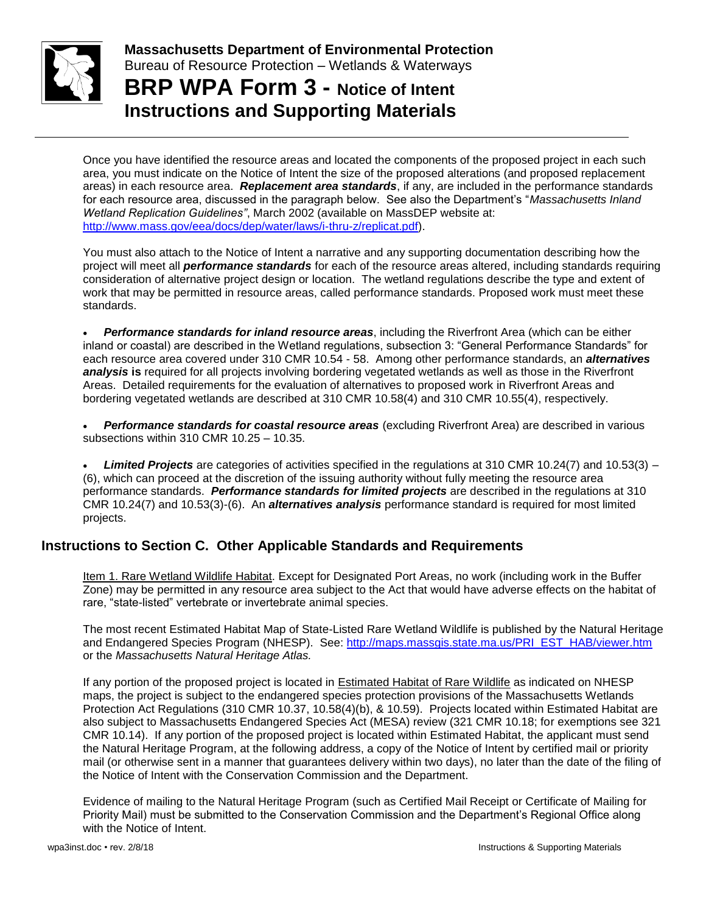Once you have identified the resource areas and located the components of the proposed project in each such area, you must indicate on the Notice of Intent the size of the proposed alterations (and proposed replacement areas) in each resource area. ***Replacement area standards***, if any, are included in the performance standards for each resource area, discussed in the paragraph below. See also the Department's "*Massachusetts Inland Wetland Replication Guidelines"*, March 2002 (available on MassDEP website at: [http://www.mass.gov/eea/docs/dep/water/laws/i-thru-z/replicat.pdf](http://www.mass.gov/eea/docs/dep/water/laws/i-thru-z/replicat.pdf)).

You must also attach to the Notice of Intent a narrative and any supporting documentation describing how the project will meet all ***performance standards*** for each of the resource areas altered, including standards requiring consideration of alternative project design or location. The wetland regulations describe the type and extent of work that may be permitted in resource areas, called performance standards. Proposed work must meet these standards.

- ***Performance standards for inland resource areas***, including the Riverfront Area (which can be either inland or coastal) are described in the Wetland regulations, subsection 3: "General Performance Standards" for each resource area covered under 310 CMR 10.54 - 58. Among other performance standards, an ***alternatives analysis*** **is** required for all projects involving bordering vegetated wetlands as well as those in the Riverfront Areas. Detailed requirements for the evaluation of alternatives to proposed work in Riverfront Areas and bordering vegetated wetlands are described at 310 CMR 10.58(4) and 310 CMR 10.55(4), respectively.

- ***Performance standards for coastal resource areas*** (excluding Riverfront Area) are described in various subsections within 310 CMR 10.25 – 10.35.

- ***Limited Projects*** are categories of activities specified in the regulations at 310 CMR 10.24(7) and 10.53(3) – (6), which can proceed at the discretion of the issuing authority without fully meeting the resource area performance standards. ***Performance standards for limited projects*** are described in the regulations at 310 CMR 10.24(7) and 10.53(3)-(6). An ***alternatives analysis*** performance standard is required for most limited projects.

## Instructions to Section C. Other Applicable Standards and Requirements

Item 1. Rare Wetland Wildlife Habitat. Except for Designated Port Areas, no work (including work in the Buffer Zone) may be permitted in any resource area subject to the Act that would have adverse effects on the habitat of rare, "state-listed" vertebrate or invertebrate animal species.

The most recent Estimated Habitat Map of State-Listed Rare Wetland Wildlife is published by the Natural Heritage and Endangered Species Program (NHESP). See: [http://maps.massgis.state.ma.us/PRI_EST_HAB/viewer.htm](http://maps.massgis.state.ma.us/PRI_EST_HAB/viewer.htm) or the *Massachusetts Natural Heritage Atlas.*

If any portion of the proposed project is located in Estimated Habitat of Rare Wildlife as indicated on NHESP maps, the project is subject to the endangered species protection provisions of the Massachusetts Wetlands Protection Act Regulations (310 CMR 10.37, 10.58(4)(b), & 10.59). Projects located within Estimated Habitat are also subject to Massachusetts Endangered Species Act (MESA) review (321 CMR 10.18; for exemptions see 321 CMR 10.14). If any portion of the proposed project is located within Estimated Habitat, the applicant must send the Natural Heritage Program, at the following address, a copy of the Notice of Intent by certified mail or priority mail (or otherwise sent in a manner that guarantees delivery within two days), no later than the date of the filing of the Notice of Intent with the Conservation Commission and the Department.

Evidence of mailing to the Natural Heritage Program (such as Certified Mail Receipt or Certificate of Mailing for Priority Mail) must be submitted to the Conservation Commission and the Department's Regional Office along with the Notice of Intent.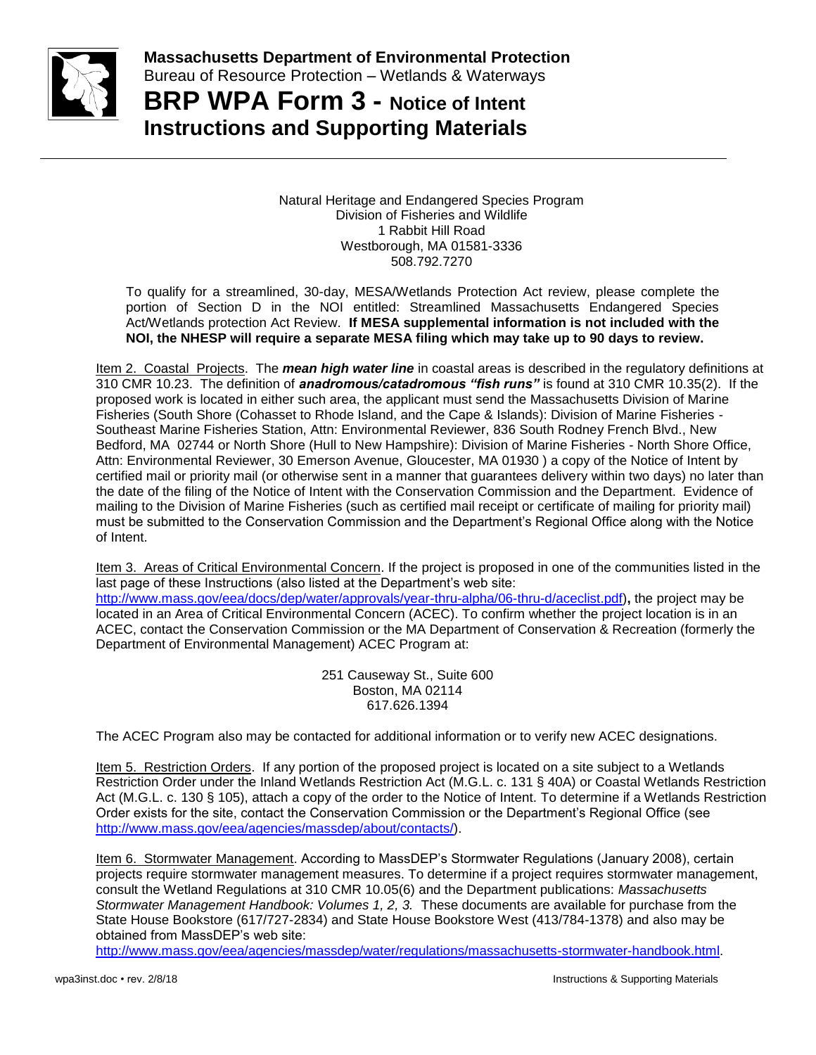Natural Heritage and Endangered Species Program
Division of Fisheries and Wildlife
1 Rabbit Hill Road
Westborough, MA 01581-3336
508.792.7270

To qualify for a streamlined, 30-day, MESA/Wetlands Protection Act review, please complete the portion of Section D in the NOI entitled: Streamlined Massachusetts Endangered Species Act/Wetlands protection Act Review. **If MESA supplemental information is not included with the NOI, the NHESP will require a separate MESA filing which may take up to 90 days to review.**

Item 2. Coastal Projects. The ***mean high water line*** in coastal areas is described in the regulatory definitions at 310 CMR 10.23. The definition of ***anadromous/catadromous "fish runs"*** is found at 310 CMR 10.35(2). If the proposed work is located in either such area, the applicant must send the Massachusetts Division of Marine Fisheries (South Shore (Cohasset to Rhode Island, and the Cape & Islands): Division of Marine Fisheries - Southeast Marine Fisheries Station, Attn: Environmental Reviewer, 836 South Rodney French Blvd., New Bedford, MA 02744 or North Shore (Hull to New Hampshire): Division of Marine Fisheries - North Shore Office, Attn: Environmental Reviewer, 30 Emerson Avenue, Gloucester, MA 01930 ) a copy of the Notice of Intent by certified mail or priority mail (or otherwise sent in a manner that guarantees delivery within two days) no later than the date of the filing of the Notice of Intent with the Conservation Commission and the Department. Evidence of mailing to the Division of Marine Fisheries (such as certified mail receipt or certificate of mailing for priority mail) must be submitted to the Conservation Commission and the Department's Regional Office along with the Notice of Intent.

Item 3. Areas of Critical Environmental Concern. If the project is proposed in one of the communities listed in the last page of these Instructions (also listed at the Department's web site: http://www.mass.gov/eea/docs/dep/water/approvals/year-thru-alpha/06-thru-d/aceclist.pdf), the project may be located in an Area of Critical Environmental Concern (ACEC). To confirm whether the project location is in an ACEC, contact the Conservation Commission or the MA Department of Conservation & Recreation (formerly the Department of Environmental Management) ACEC Program at:

251 Causeway St., Suite 600
Boston, MA 02114
617.626.1394

The ACEC Program also may be contacted for additional information or to verify new ACEC designations.

Item 5. Restriction Orders. If any portion of the proposed project is located on a site subject to a Wetlands Restriction Order under the Inland Wetlands Restriction Act (M.G.L. c. 131 § 40A) or Coastal Wetlands Restriction Act (M.G.L. c. 130 § 105), attach a copy of the order to the Notice of Intent. To determine if a Wetlands Restriction Order exists for the site, contact the Conservation Commission or the Department's Regional Office (see http://www.mass.gov/eea/agencies/massdep/about/contacts/).

Item 6. Stormwater Management. According to MassDEP's Stormwater Regulations (January 2008), certain projects require stormwater management measures. To determine if a project requires stormwater management, consult the Wetland Regulations at 310 CMR 10.05(6) and the Department publications: *Massachusetts Stormwater Management Handbook: Volumes 1, 2, 3.* These documents are available for purchase from the State House Bookstore (617/727-2834) and State House Bookstore West (413/784-1378) and also may be obtained from MassDEP's web site: http://www.mass.gov/eea/agencies/massdep/water/regulations/massachusetts-stormwater-handbook.html.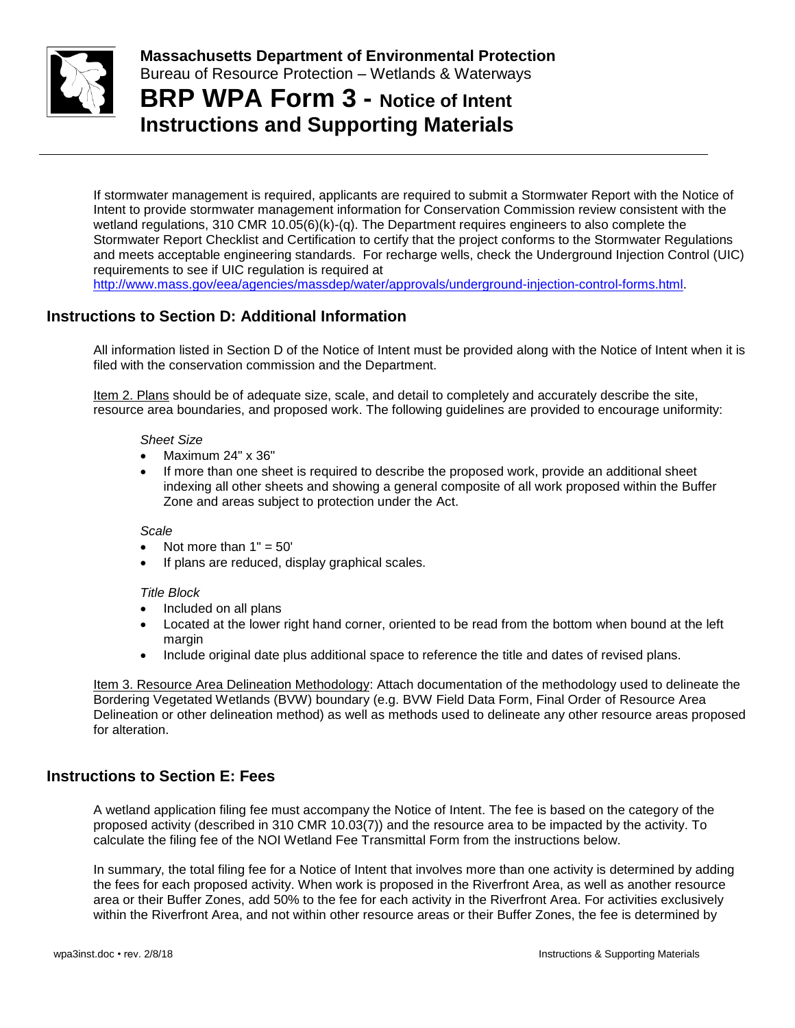If stormwater management is required, applicants are required to submit a Stormwater Report with the Notice of Intent to provide stormwater management information for Conservation Commission review consistent with the wetland regulations, 310 CMR 10.05(6)(k)-(q). The Department requires engineers to also complete the Stormwater Report Checklist and Certification to certify that the project conforms to the Stormwater Regulations and meets acceptable engineering standards. For recharge wells, check the Underground Injection Control (UIC) requirements to see if UIC regulation is required at http://www.mass.gov/eea/agencies/massdep/water/approvals/underground-injection-control-forms.html.

## Instructions to Section D: Additional Information

All information listed in Section D of the Notice of Intent must be provided along with the Notice of Intent when it is filed with the conservation commission and the Department.

Item 2. Plans should be of adequate size, scale, and detail to completely and accurately describe the site, resource area boundaries, and proposed work. The following guidelines are provided to encourage uniformity:

*Sheet Size*

- Maximum 24" x 36"
- If more than one sheet is required to describe the proposed work, provide an additional sheet indexing all other sheets and showing a general composite of all work proposed within the Buffer Zone and areas subject to protection under the Act.

*Scale*

- Not more than 1" = 50'
- If plans are reduced, display graphical scales.

*Title Block*

- Included on all plans
- Located at the lower right hand corner, oriented to be read from the bottom when bound at the left margin
- Include original date plus additional space to reference the title and dates of revised plans.

Item 3. Resource Area Delineation Methodology: Attach documentation of the methodology used to delineate the Bordering Vegetated Wetlands (BVW) boundary (e.g. BVW Field Data Form, Final Order of Resource Area Delineation or other delineation method) as well as methods used to delineate any other resource areas proposed for alteration.

## Instructions to Section E: Fees

A wetland application filing fee must accompany the Notice of Intent. The fee is based on the category of the proposed activity (described in 310 CMR 10.03(7)) and the resource area to be impacted by the activity. To calculate the filing fee of the NOI Wetland Fee Transmittal Form from the instructions below.

In summary, the total filing fee for a Notice of Intent that involves more than one activity is determined by adding the fees for each proposed activity. When work is proposed in the Riverfront Area, as well as another resource area or their Buffer Zones, add 50% to the fee for each activity in the Riverfront Area. For activities exclusively within the Riverfront Area, and not within other resource areas or their Buffer Zones, the fee is determined by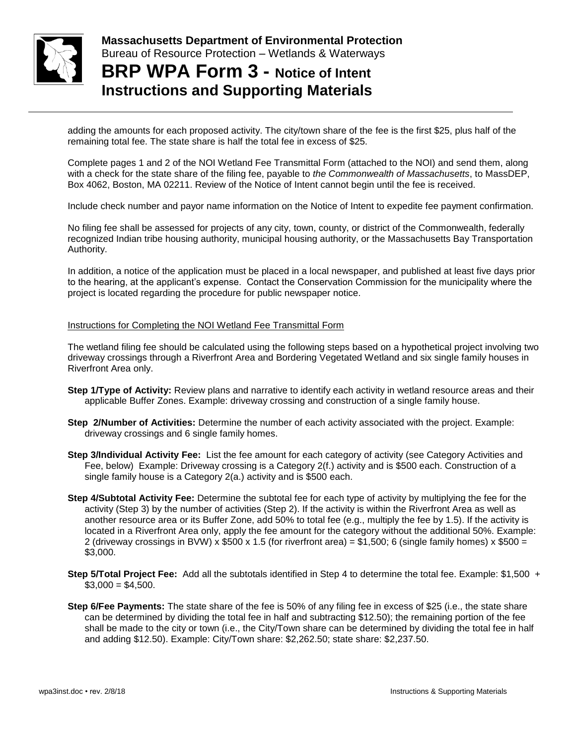adding the amounts for each proposed activity. The city/town share of the fee is the first $25, plus half of the remaining total fee. The state share is half the total fee in excess of $25.

Complete pages 1 and 2 of the NOI Wetland Fee Transmittal Form (attached to the NOI) and send them, along with a check for the state share of the filing fee, payable to *the Commonwealth of Massachusetts*, to MassDEP, Box 4062, Boston, MA 02211. Review of the Notice of Intent cannot begin until the fee is received.

Include check number and payor name information on the Notice of Intent to expedite fee payment confirmation.

No filing fee shall be assessed for projects of any city, town, county, or district of the Commonwealth, federally recognized Indian tribe housing authority, municipal housing authority, or the Massachusetts Bay Transportation Authority.

In addition, a notice of the application must be placed in a local newspaper, and published at least five days prior to the hearing, at the applicant's expense. Contact the Conservation Commission for the municipality where the project is located regarding the procedure for public newspaper notice.

Instructions for Completing the NOI Wetland Fee Transmittal Form

The wetland filing fee should be calculated using the following steps based on a hypothetical project involving two driveway crossings through a Riverfront Area and Bordering Vegetated Wetland and six single family houses in Riverfront Area only.

**Step 1/Type of Activity:** Review plans and narrative to identify each activity in wetland resource areas and their applicable Buffer Zones. Example: driveway crossing and construction of a single family house.

**Step 2/Number of Activities:** Determine the number of each activity associated with the project. Example: driveway crossings and 6 single family homes.

**Step 3/Individual Activity Fee:** List the fee amount for each category of activity (see Category Activities and Fee, below) Example: Driveway crossing is a Category 2(f.) activity and is $500 each. Construction of a single family house is a Category 2(a.) activity and is $500 each.

**Step 4/Subtotal Activity Fee:** Determine the subtotal fee for each type of activity by multiplying the fee for the activity (Step 3) by the number of activities (Step 2). If the activity is within the Riverfront Area as well as another resource area or its Buffer Zone, add 50% to total fee (e.g., multiply the fee by 1.5). If the activity is located in a Riverfront Area only, apply the fee amount for the category without the additional 50%. Example: 2 (driveway crossings in BVW) x $500 x 1.5 (for riverfront area) = $1,500; 6 (single family homes) x $500 = $3,000.

**Step 5/Total Project Fee:** Add all the subtotals identified in Step 4 to determine the total fee. Example: $1,500 + $3,000 = $4,500.

**Step 6/Fee Payments:** The state share of the fee is 50% of any filing fee in excess of $25 (i.e., the state share can be determined by dividing the total fee in half and subtracting $12.50); the remaining portion of the fee shall be made to the city or town (i.e., the City/Town share can be determined by dividing the total fee in half and adding $12.50). Example: City/Town share: $2,262.50; state share: $2,237.50.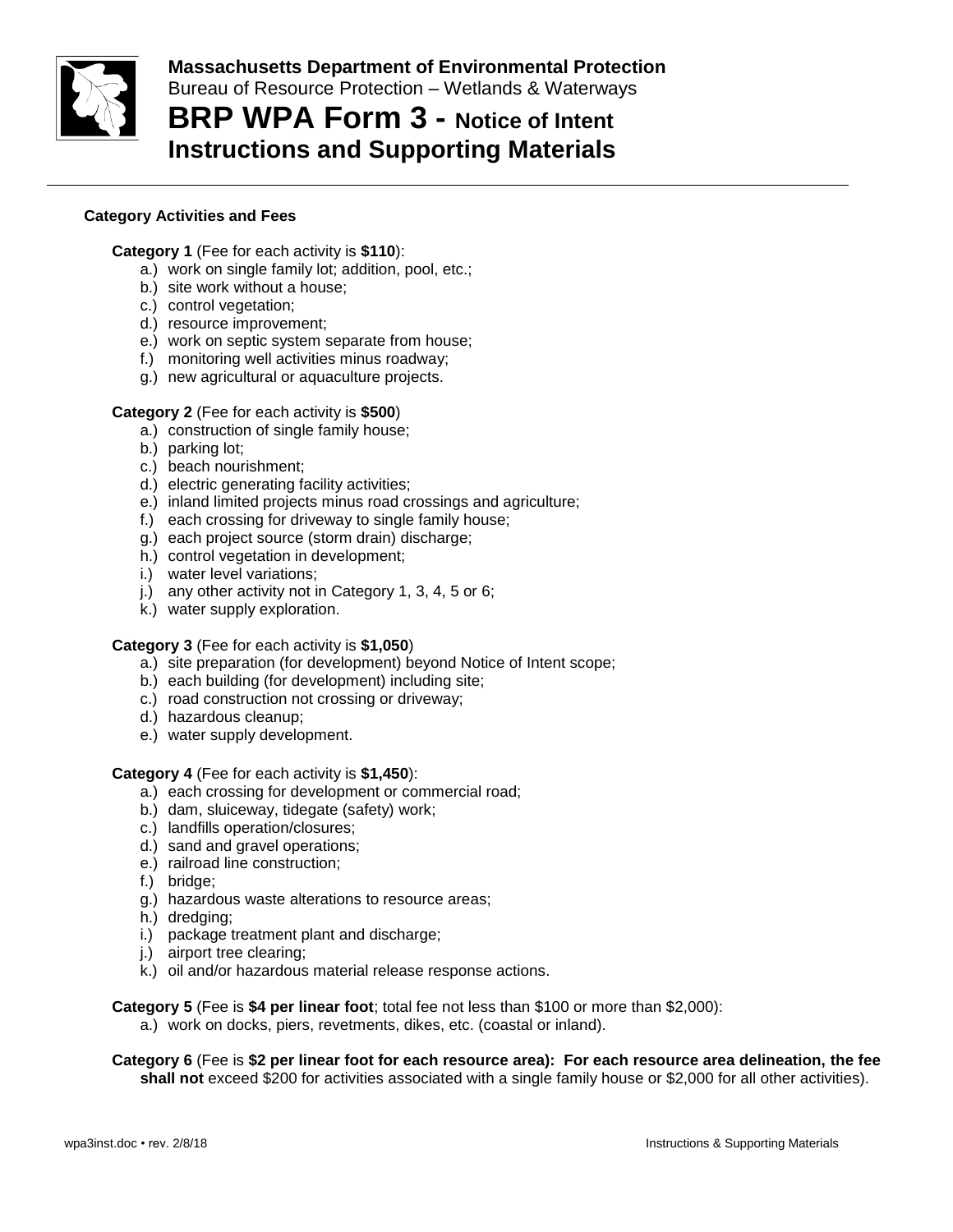**Massachusetts Department of Environmental Protection**
Bureau of Resource Protection – Wetlands & Waterways

# BRP WPA Form 3 - Notice of Intent
# Instructions and Supporting Materials

### Category Activities and Fees

**Category 1** (Fee for each activity is **$110**):

- a.) work on single family lot; addition, pool, etc.;
- b.) site work without a house;
- c.) control vegetation;
- d.) resource improvement;
- e.) work on septic system separate from house;
- f.) monitoring well activities minus roadway;
- g.) new agricultural or aquaculture projects.

**Category 2** (Fee for each activity is **$500**)

- a.) construction of single family house;
- b.) parking lot;
- c.) beach nourishment;
- d.) electric generating facility activities;
- e.) inland limited projects minus road crossings and agriculture;
- f.) each crossing for driveway to single family house;
- g.) each project source (storm drain) discharge;
- h.) control vegetation in development;
- i.) water level variations;
- j.) any other activity not in Category 1, 3, 4, 5 or 6;
- k.) water supply exploration.

**Category 3** (Fee for each activity is **$1,050**)

- a.) site preparation (for development) beyond Notice of Intent scope;
- b.) each building (for development) including site;
- c.) road construction not crossing or driveway;
- d.) hazardous cleanup;
- e.) water supply development.

**Category 4** (Fee for each activity is **$1,450**):

- a.) each crossing for development or commercial road;
- b.) dam, sluiceway, tidegate (safety) work;
- c.) landfills operation/closures;
- d.) sand and gravel operations;
- e.) railroad line construction;
- f.) bridge;
- g.) hazardous waste alterations to resource areas;
- h.) dredging;
- i.) package treatment plant and discharge;
- j.) airport tree clearing;
- k.) oil and/or hazardous material release response actions.

**Category 5** (Fee is **$4 per linear foot**; total fee not less than $100 or more than $2,000):

- a.) work on docks, piers, revetments, dikes, etc. (coastal or inland).

**Category 6** (Fee is **$2 per linear foot for each resource area): For each resource area delineation, the fee shall not** exceed $200 for activities associated with a single family house or $2,000 for all other activities).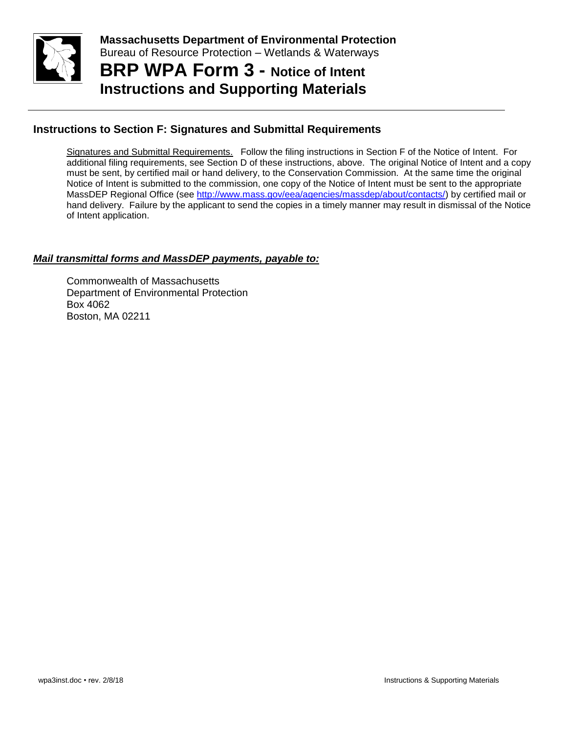## Instructions to Section F: Signatures and Submittal Requirements

Signatures and Submittal Requirements. Follow the filing instructions in Section F of the Notice of Intent. For additional filing requirements, see Section D of these instructions, above. The original Notice of Intent and a copy must be sent, by certified mail or hand delivery, to the Conservation Commission. At the same time the original Notice of Intent is submitted to the commission, one copy of the Notice of Intent must be sent to the appropriate MassDEP Regional Office (see http://www.mass.gov/eea/agencies/massdep/about/contacts/) by certified mail or hand delivery. Failure by the applicant to send the copies in a timely manner may result in dismissal of the Notice of Intent application.

***Mail transmittal forms and MassDEP payments, payable to:***

Commonwealth of Massachusetts
Department of Environmental Protection
Box 4062
Boston, MA 02211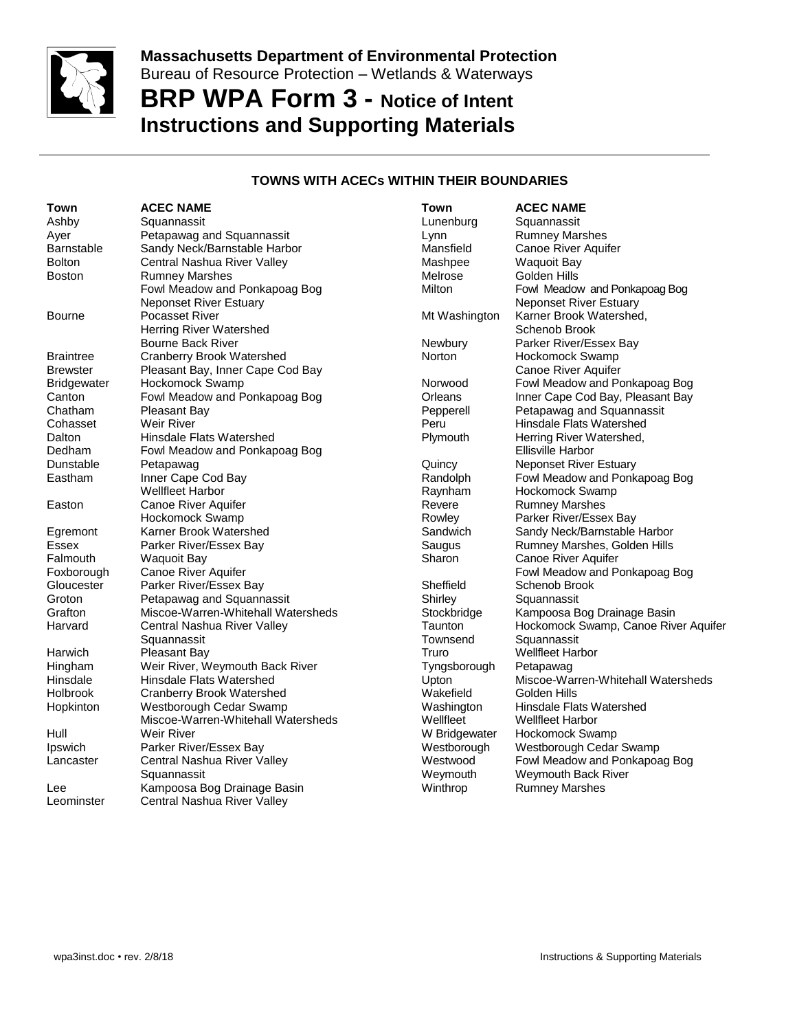**Massachusetts Department of Environmental Protection**
Bureau of Resource Protection – Wetlands & Waterways

# BRP WPA Form 3 - Notice of Intent Instructions and Supporting Materials

## TOWNS WITH ACECs WITHIN THEIR BOUNDARIES

| Town | ACEC NAME |
|---|---|
| Ashby | Squannassit |
| Ayer | Petapawag and Squannassit |
| Barnstable | Sandy Neck/Barnstable Harbor |
| Bolton | Central Nashua River Valley |
| Boston | Rumney Marshes<br>Fowl Meadow and Ponkapoag Bog<br>Neponset River Estuary |
| Bourne | Pocasset River<br>Herring River Watershed<br>Bourne Back River |
| Braintree | Cranberry Brook Watershed |
| Brewster | Pleasant Bay, Inner Cape Cod Bay |
| Bridgewater | Hockomock Swamp |
| Canton | Fowl Meadow and Ponkapoag Bog |
| Chatham | Pleasant Bay |
| Cohasset | Weir River |
| Dalton | Hinsdale Flats Watershed |
| Dedham | Fowl Meadow and Ponkapoag Bog |
| Dunstable | Petapawag |
| Eastham | Inner Cape Cod Bay<br>Wellfleet Harbor |
| Easton | Canoe River Aquifer<br>Hockomock Swamp |
| Egremont | Karner Brook Watershed |
| Essex | Parker River/Essex Bay |
| Falmouth | Waquoit Bay |
| Foxborough | Canoe River Aquifer |
| Gloucester | Parker River/Essex Bay |
| Groton | Petapawag and Squannassit |
| Grafton | Miscoe-Warren-Whitehall Watersheds |
| Harvard | Central Nashua River Valley<br>Squannassit |
| Harwich | Pleasant Bay |
| Hingham | Weir River, Weymouth Back River |
| Hinsdale | Hinsdale Flats Watershed |
| Holbrook | Cranberry Brook Watershed |
| Hopkinton | Westborough Cedar Swamp<br>Miscoe-Warren-Whitehall Watersheds |
| Hull | Weir River |
| Ipswich | Parker River/Essex Bay |
| Lancaster | Central Nashua River Valley<br>Squannassit |
| Lee | Kampoosa Bog Drainage Basin |
| Leominster | Central Nashua River Valley |
| Lunenburg | Squannassit |
| Lynn | Rumney Marshes |
| Mansfield | Canoe River Aquifer |
| Mashpee | Waquoit Bay |
| Melrose | Golden Hills |
| Milton | Fowl Meadow and Ponkapoag Bog<br>Neponset River Estuary |
| Mt Washington | Karner Brook Watershed,<br>Schenob Brook |
| Newbury | Parker River/Essex Bay |
| Norton | Hockomock Swamp<br>Canoe River Aquifer |
| Norwood | Fowl Meadow and Ponkapoag Bog |
| Orleans | Inner Cape Cod Bay, Pleasant Bay |
| Pepperell | Petapawag and Squannassit |
| Peru | Hinsdale Flats Watershed |
| Plymouth | Herring River Watershed,<br>Ellisville Harbor |
| Quincy | Neponset River Estuary |
| Randolph | Fowl Meadow and Ponkapoag Bog |
| Raynham | Hockomock Swamp |
| Revere | Rumney Marshes |
| Rowley | Parker River/Essex Bay |
| Sandwich | Sandy Neck/Barnstable Harbor |
| Saugus | Rumney Marshes, Golden Hills |
| Sharon | Canoe River Aquifer<br>Fowl Meadow and Ponkapoag Bog |
| Sheffield | Schenob Brook |
| Shirley | Squannassit |
| Stockbridge | Kampoosa Bog Drainage Basin |
| Taunton | Hockomock Swamp, Canoe River Aquifer |
| Townsend | Squannassit |
| Truro | Wellfleet Harbor |
| Tyngsborough | Petapawag |
| Upton | Miscoe-Warren-Whitehall Watersheds |
| Wakefield | Golden Hills |
| Washington | Hinsdale Flats Watershed |
| Wellfleet | Wellfleet Harbor |
| W Bridgewater | Hockomock Swamp |
| Westborough | Westborough Cedar Swamp |
| Westwood | Fowl Meadow and Ponkapoag Bog |
| Weymouth | Weymouth Back River |
| Winthrop | Rumney Marshes |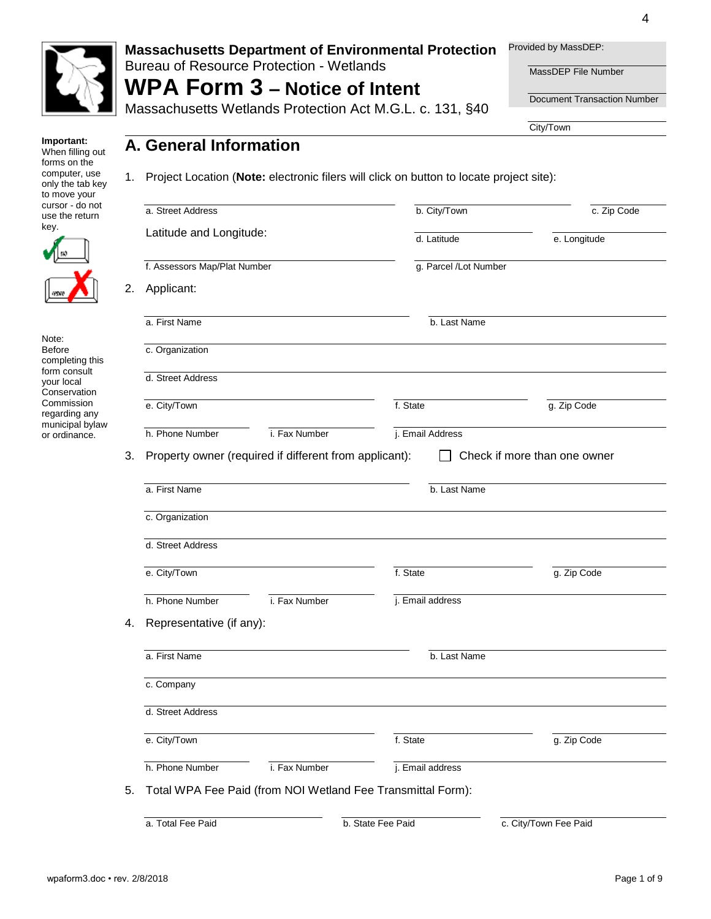**Massachusetts Department of Environmental Protection**
Bureau of Resource Protection - Wetlands

# WPA Form 3 – Notice of Intent

Massachusetts Wetlands Protection Act M.G.L. c. 131, §40

Provided by MassDEP:

MassDEP File Number

Document Transaction Number

City/Town

**Important:** When filling out forms on the computer, use only the tab key to move your cursor - do not use the return key.

Note: Before completing this form consult your local Conservation Commission regarding any municipal bylaw or ordinance.

## A. General Information

1. Project Location (**Note:** electronic filers will click on button to locate project site):

a. Street Address | b. City/Town | c. Zip Code

Latitude and Longitude: d. Latitude | e. Longitude

f. Assessors Map/Plat Number | g. Parcel /Lot Number

2. Applicant:

a. First Name | b. Last Name

c. Organization

d. Street Address

e. City/Town | f. State | g. Zip Code

h. Phone Number | i. Fax Number | j. Email Address

3. Property owner (required if different from applicant): ☐ Check if more than one owner

a. First Name | b. Last Name

c. Organization

d. Street Address

e. City/Town | f. State | g. Zip Code

h. Phone Number | i. Fax Number | j. Email address

4. Representative (if any):

a. First Name | b. Last Name

c. Company

d. Street Address

e. City/Town | f. State | g. Zip Code

h. Phone Number | i. Fax Number | j. Email address

5. Total WPA Fee Paid (from NOI Wetland Fee Transmittal Form):

a. Total Fee Paid | b. State Fee Paid | c. City/Town Fee Paid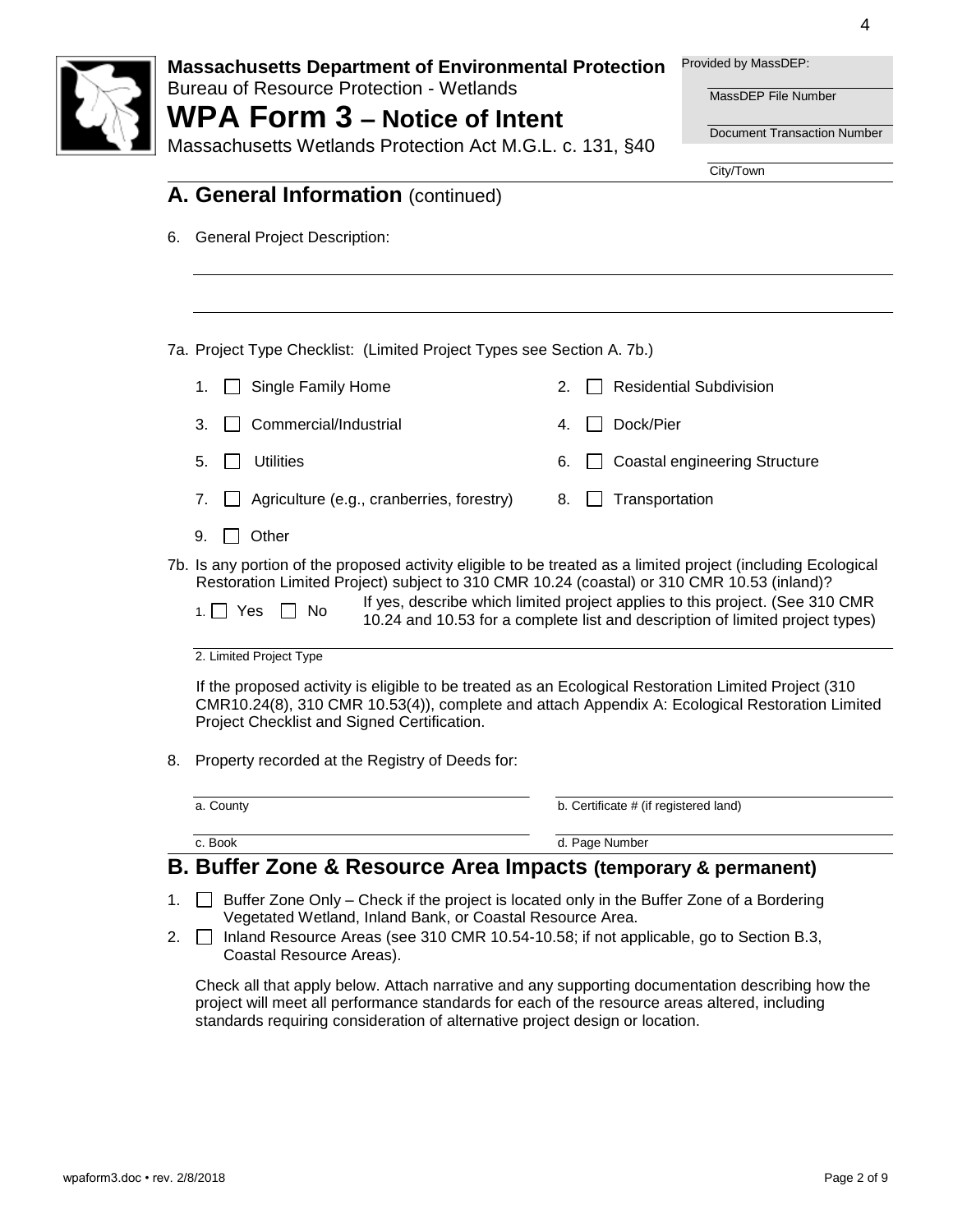**Massachusetts Department of Environmental Protection**
Bureau of Resource Protection - Wetlands

# WPA Form 3 – Notice of Intent

Massachusetts Wetlands Protection Act M.G.L. c. 131, §40

Provided by MassDEP:

MassDEP File Number

Document Transaction Number

City/Town

## A. General Information (continued)

6. General Project Description:

7a. Project Type Checklist: (Limited Project Types see Section A. 7b.)

1. ☐ Single Family Home
2. ☐ Residential Subdivision
3. ☐ Commercial/Industrial
4. ☐ Dock/Pier
5. ☐ Utilities
6. ☐ Coastal engineering Structure
7. ☐ Agriculture (e.g., cranberries, forestry)
8. ☐ Transportation
9. ☐ Other

7b. Is any portion of the proposed activity eligible to be treated as a limited project (including Ecological Restoration Limited Project) subject to 310 CMR 10.24 (coastal) or 310 CMR 10.53 (inland)?

1. ☐ Yes ☐ No

If yes, describe which limited project applies to this project. (See 310 CMR 10.24 and 10.53 for a complete list and description of limited project types)

2. Limited Project Type

If the proposed activity is eligible to be treated as an Ecological Restoration Limited Project (310 CMR10.24(8), 310 CMR 10.53(4)), complete and attach Appendix A: Ecological Restoration Limited Project Checklist and Signed Certification.

8. Property recorded at the Registry of Deeds for:

a. County

b. Certificate # (if registered land)

c. Book

d. Page Number

## B. Buffer Zone & Resource Area Impacts (temporary & permanent)

1. ☐ Buffer Zone Only – Check if the project is located only in the Buffer Zone of a Bordering Vegetated Wetland, Inland Bank, or Coastal Resource Area.
2. ☐ Inland Resource Areas (see 310 CMR 10.54-10.58; if not applicable, go to Section B.3, Coastal Resource Areas).

Check all that apply below. Attach narrative and any supporting documentation describing how the project will meet all performance standards for each of the resource areas altered, including standards requiring consideration of alternative project design or location.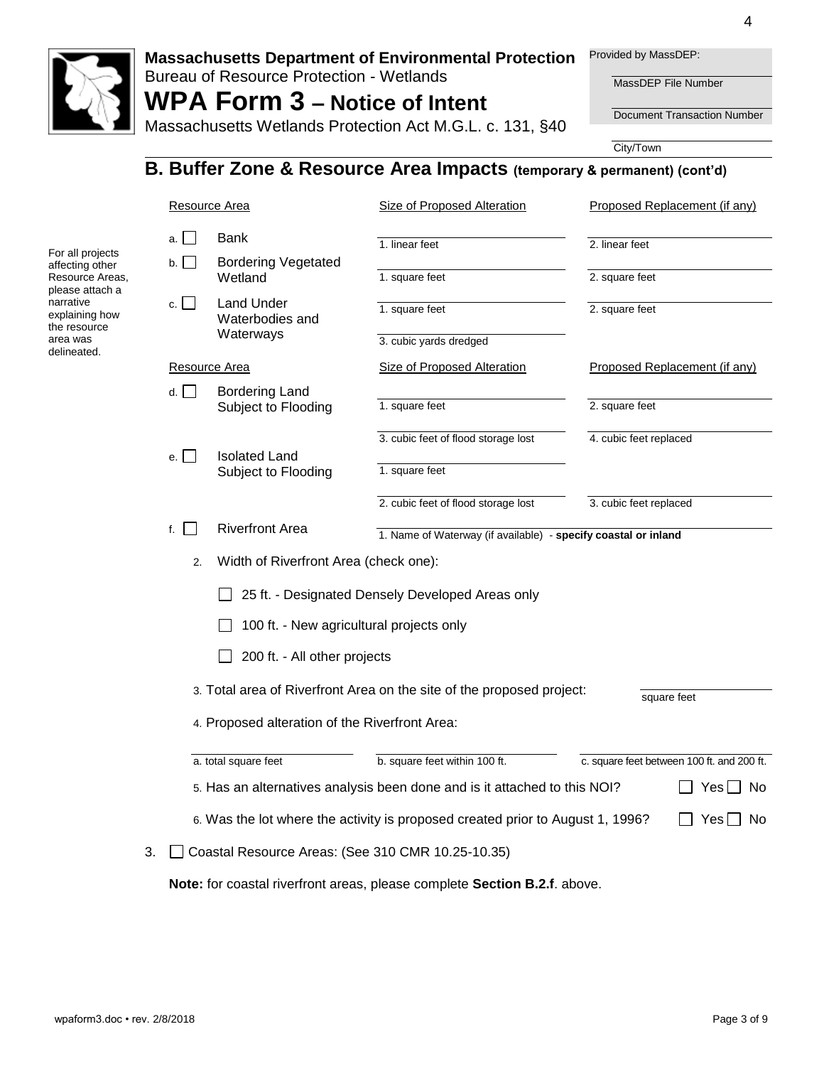Massachusetts Department of Environmental Protection
Bureau of Resource Protection - Wetlands

# WPA Form 3 – Notice of Intent

Massachusetts Wetlands Protection Act M.G.L. c. 131, §40

Provided by MassDEP:

MassDEP File Number

Document Transaction Number

City/Town

## B. Buffer Zone & Resource Area Impacts (temporary & permanent) (cont'd)

For all projects affecting other Resource Areas, please attach a narrative explaining how the resource area was delineated.

| Resource Area | Size of Proposed Alteration | Proposed Replacement (if any) |
|---|---|---|
| a. ☐ Bank | 1. linear feet | 2. linear feet |
| b. ☐ Bordering Vegetated Wetland | 1. square feet | 2. square feet |
| c. ☐ Land Under Waterbodies and Waterways | 1. square feet | 2. square feet |
| | 3. cubic yards dredged | |

| Resource Area | Size of Proposed Alteration | Proposed Replacement (if any) |
|---|---|---|
| d. ☐ Bordering Land Subject to Flooding | 1. square feet | 2. square feet |
| | 3. cubic feet of flood storage lost | 4. cubic feet replaced |
| e. ☐ Isolated Land Subject to Flooding | 1. square feet | |
| | 2. cubic feet of flood storage lost | 3. cubic feet replaced |

f. ☐ Riverfront Area ______ 1. Name of Waterway (if available) - **specify coastal or inland**

2. Width of Riverfront Area (check one):

☐ 25 ft. - Designated Densely Developed Areas only

☐ 100 ft. - New agricultural projects only

☐ 200 ft. - All other projects

3. Total area of Riverfront Area on the site of the proposed project: ______ square feet

4. Proposed alteration of the Riverfront Area:

| a. total square feet | b. square feet within 100 ft. | c. square feet between 100 ft. and 200 ft. |
|---|---|---|
| | | |

5. Has an alternatives analysis been done and is it attached to this NOI? ☐ Yes ☐ No

6. Was the lot where the activity is proposed created prior to August 1, 1996? ☐ Yes ☐ No

3. ☐ Coastal Resource Areas: (See 310 CMR 10.25-10.35)

**Note:** for coastal riverfront areas, please complete **Section B.2.f**. above.

wpaform3.doc • rev. 2/8/2018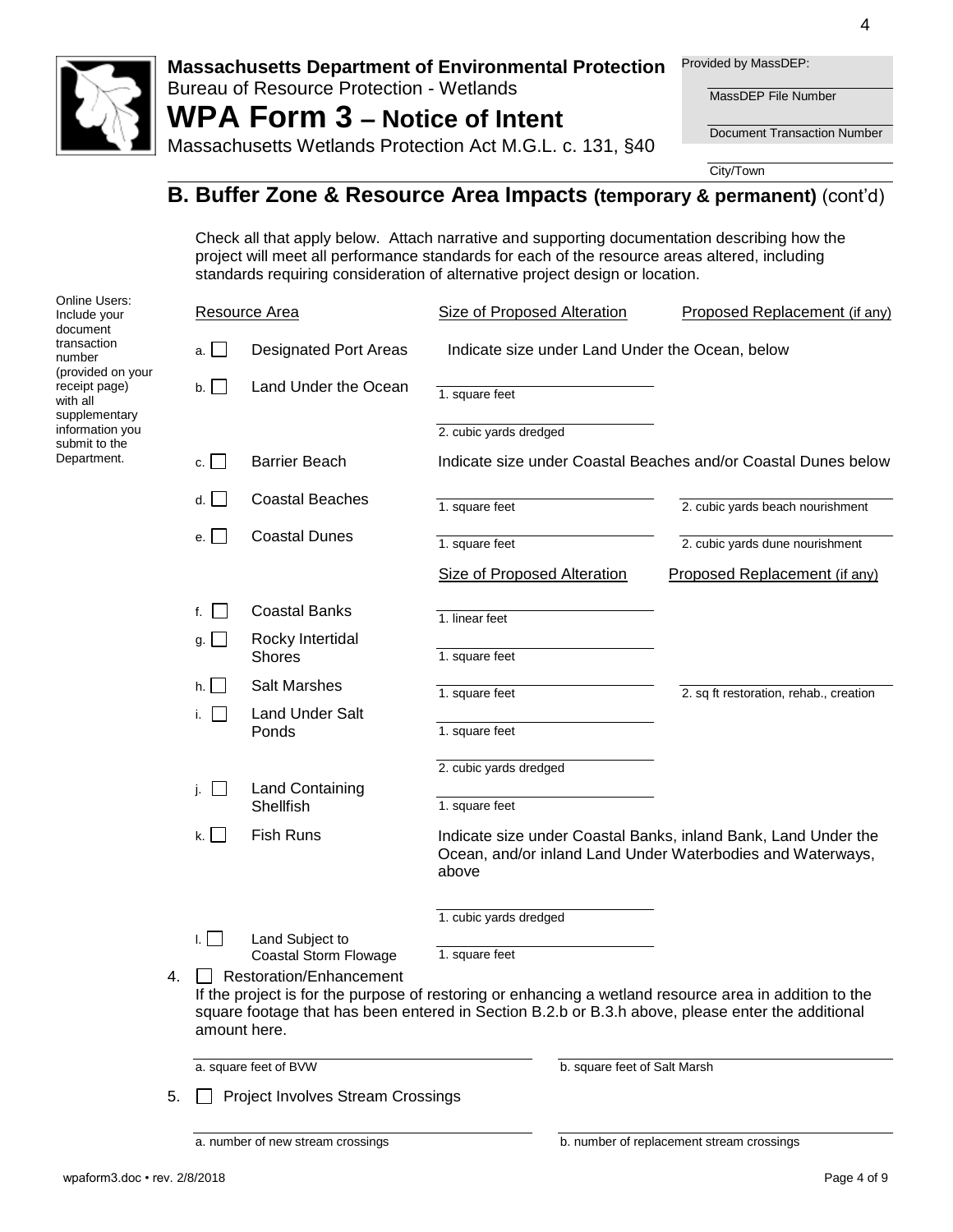**Massachusetts Department of Environmental Protection**
Bureau of Resource Protection - Wetlands
# WPA Form 3 – Notice of Intent
Massachusetts Wetlands Protection Act M.G.L. c. 131, §40

Provided by MassDEP:

MassDEP File Number

Document Transaction Number

City/Town

## B. Buffer Zone & Resource Area Impacts (temporary & permanent) (cont'd)

Online Users: Include your document transaction number (provided on your receipt page) with all supplementary information you submit to the Department.

Check all that apply below. Attach narrative and supporting documentation describing how the project will meet all performance standards for each of the resource areas altered, including standards requiring consideration of alternative project design or location.

| | Resource Area | Size of Proposed Alteration | Proposed Replacement (if any) |
|---|---|---|---|
| a. ☐ | Designated Port Areas | Indicate size under Land Under the Ocean, below | |
| b. ☐ | Land Under the Ocean | 1. square feet<br>2. cubic yards dredged | |
| c. ☐ | Barrier Beach | Indicate size under Coastal Beaches and/or Coastal Dunes below | |
| d. ☐ | Coastal Beaches | 1. square feet | 2. cubic yards beach nourishment |
| e. ☐ | Coastal Dunes | 1. square feet | 2. cubic yards dune nourishment |
| | | **Size of Proposed Alteration** | **Proposed Replacement (if any)** |
| f. ☐ | Coastal Banks | 1. linear feet | |
| g. ☐ | Rocky Intertidal Shores | 1. square feet | |
| h. ☐ | Salt Marshes | 1. square feet | 2. sq ft restoration, rehab., creation |
| i. ☐ | Land Under Salt Ponds | 1. square feet<br>2. cubic yards dredged | |
| j. ☐ | Land Containing Shellfish | 1. square feet | |
| k. ☐ | Fish Runs | Indicate size under Coastal Banks, inland Bank, Land Under the Ocean, and/or inland Land Under Waterbodies and Waterways, above<br>1. cubic yards dredged | |
| l. ☐ | Land Subject to Coastal Storm Flowage | 1. square feet | |

4. ☐ Restoration/Enhancement
   If the project is for the purpose of restoring or enhancing a wetland resource area in addition to the square footage that has been entered in Section B.2.b or B.3.h above, please enter the additional amount here.

   a. square feet of BVW ________  b. square feet of Salt Marsh ________

5. ☐ Project Involves Stream Crossings

   a. number of new stream crossings ________  b. number of replacement stream crossings ________

wpaform3.doc • rev. 2/8/2018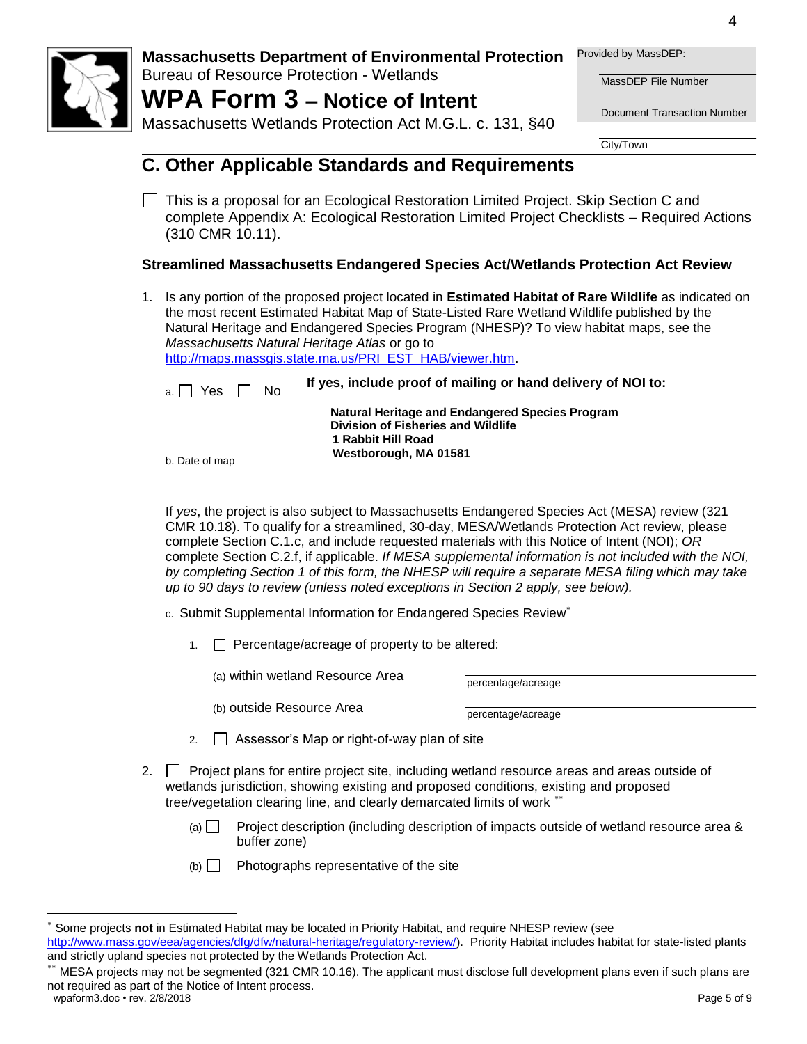Massachusetts Department of Environmental Protection
Bureau of Resource Protection - Wetlands

# WPA Form 3 – Notice of Intent

Massachusetts Wetlands Protection Act M.G.L. c. 131, §40

Provided by MassDEP:

MassDEP File Number

Document Transaction Number

City/Town

## C. Other Applicable Standards and Requirements

☐ This is a proposal for an Ecological Restoration Limited Project. Skip Section C and complete Appendix A: Ecological Restoration Limited Project Checklists – Required Actions (310 CMR 10.11).

### Streamlined Massachusetts Endangered Species Act/Wetlands Protection Act Review

1. Is any portion of the proposed project located in **Estimated Habitat of Rare Wildlife** as indicated on the most recent Estimated Habitat Map of State-Listed Rare Wetland Wildlife published by the Natural Heritage and Endangered Species Program (NHESP)? To view habitat maps, see the *Massachusetts Natural Heritage Atlas* or go to http://maps.massgis.state.ma.us/PRI_EST_HAB/viewer.htm.

   a. ☐ Yes ☐ No

   **If yes, include proof of mailing or hand delivery of NOI to:**

   **Natural Heritage and Endangered Species Program**
   **Division of Fisheries and Wildlife**
   **1 Rabbit Hill Road**
   **Westborough, MA 01581**

   b. Date of map

   If *yes*, the project is also subject to Massachusetts Endangered Species Act (MESA) review (321 CMR 10.18). To qualify for a streamlined, 30-day, MESA/Wetlands Protection Act review, please complete Section C.1.c, and include requested materials with this Notice of Intent (NOI); *OR* complete Section C.2.f, if applicable. *If MESA supplemental information is not included with the NOI, by completing Section 1 of this form, the NHESP will require a separate MESA filing which may take up to 90 days to review (unless noted exceptions in Section 2 apply, see below).*

   c. Submit Supplemental Information for Endangered Species Review*

      1. ☐ Percentage/acreage of property to be altered:

         (a) within wetland Resource Area ______ percentage/acreage

         (b) outside Resource Area ______ percentage/acreage

      2. ☐ Assessor's Map or right-of-way plan of site

2. ☐ Project plans for entire project site, including wetland resource areas and areas outside of wetlands jurisdiction, showing existing and proposed conditions, existing and proposed tree/vegetation clearing line, and clearly demarcated limits of work **

   (a) ☐ Project description (including description of impacts outside of wetland resource area & buffer zone)

   (b) ☐ Photographs representative of the site

---

\* Some projects **not** in Estimated Habitat may be located in Priority Habitat, and require NHESP review (see http://www.mass.gov/eea/agencies/dfg/dfw/natural-heritage/regulatory-review/). Priority Habitat includes habitat for state-listed plants and strictly upland species not protected by the Wetlands Protection Act.

\*\* MESA projects may not be segmented (321 CMR 10.16). The applicant must disclose full development plans even if such plans are not required as part of the Notice of Intent process.

wpaform3.doc • rev. 2/8/2018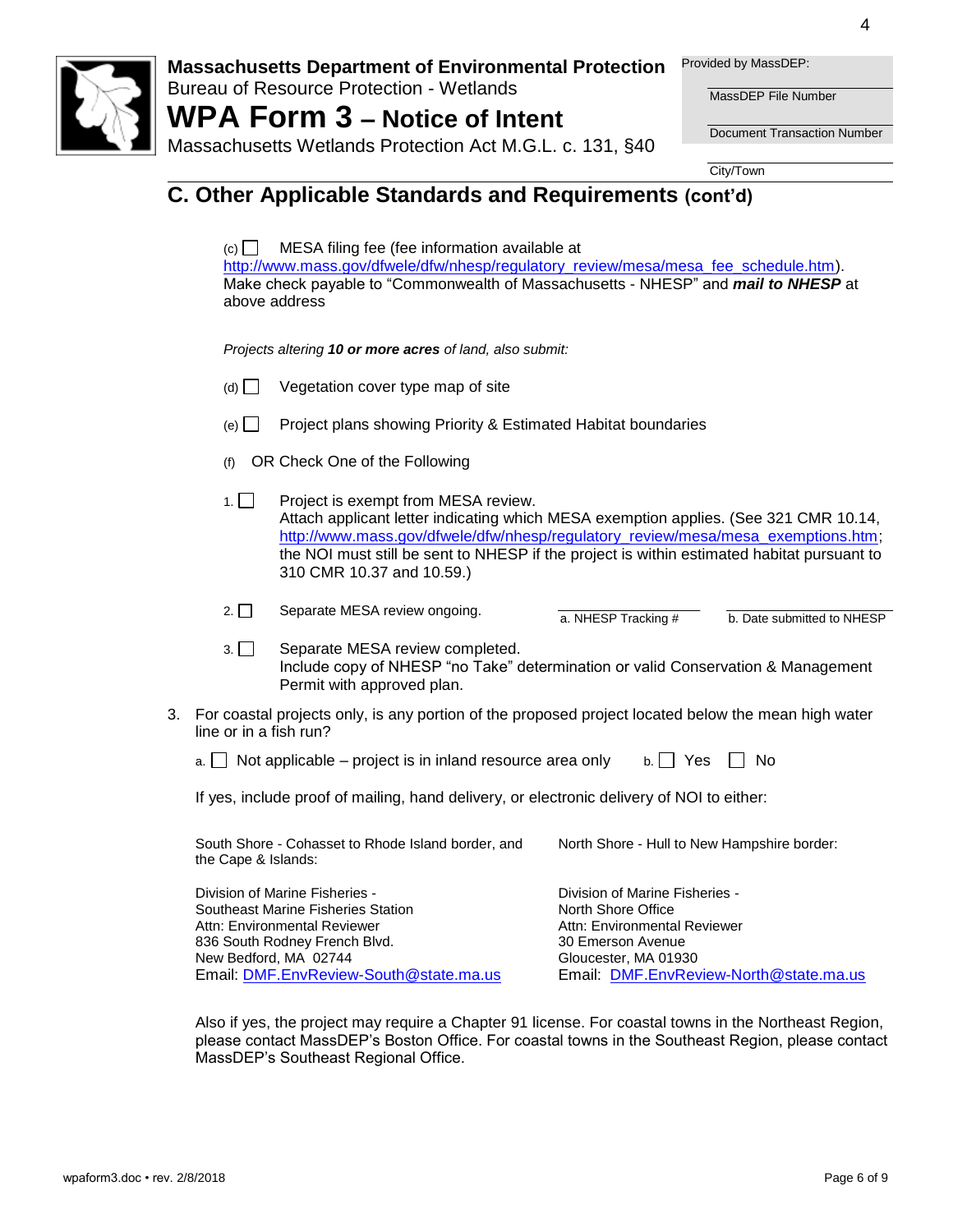**Massachusetts Department of Environmental Protection**
Bureau of Resource Protection - Wetlands

# WPA Form 3 – Notice of Intent

Massachusetts Wetlands Protection Act M.G.L. c. 131, §40

Provided by MassDEP:

MassDEP File Number

Document Transaction Number

City/Town

## C. Other Applicable Standards and Requirements (cont'd)

(c) ☐ MESA filing fee (fee information available at http://www.mass.gov/dfwele/dfw/nhesp/regulatory_review/mesa/mesa_fee_schedule.htm). Make check payable to "Commonwealth of Massachusetts - NHESP" and ***mail to NHESP*** at above address

*Projects altering **10 or more acres** of land, also submit:*

(d) ☐ Vegetation cover type map of site

(e) ☐ Project plans showing Priority & Estimated Habitat boundaries

(f) OR Check One of the Following

1. ☐ Project is exempt from MESA review.
Attach applicant letter indicating which MESA exemption applies. (See 321 CMR 10.14, http://www.mass.gov/dfwele/dfw/nhesp/regulatory_review/mesa/mesa_exemptions.htm; the NOI must still be sent to NHESP if the project is within estimated habitat pursuant to 310 CMR 10.37 and 10.59.)

2. ☐ Separate MESA review ongoing. ____________ a. NHESP Tracking # ____________ b. Date submitted to NHESP

3. ☐ Separate MESA review completed.
Include copy of NHESP "no Take" determination or valid Conservation & Management Permit with approved plan.

3. For coastal projects only, is any portion of the proposed project located below the mean high water line or in a fish run?

a. ☐ Not applicable – project is in inland resource area only b. ☐ Yes ☐ No

If yes, include proof of mailing, hand delivery, or electronic delivery of NOI to either:

South Shore - Cohasset to Rhode Island border, and the Cape & Islands:

Division of Marine Fisheries -
Southeast Marine Fisheries Station
Attn: Environmental Reviewer
836 South Rodney French Blvd.
New Bedford, MA 02744
Email: DMF.EnvReview-South@state.ma.us

North Shore - Hull to New Hampshire border:

Division of Marine Fisheries -
North Shore Office
Attn: Environmental Reviewer
30 Emerson Avenue
Gloucester, MA 01930
Email: DMF.EnvReview-North@state.ma.us

Also if yes, the project may require a Chapter 91 license. For coastal towns in the Northeast Region, please contact MassDEP's Boston Office. For coastal towns in the Southeast Region, please contact MassDEP's Southeast Regional Office.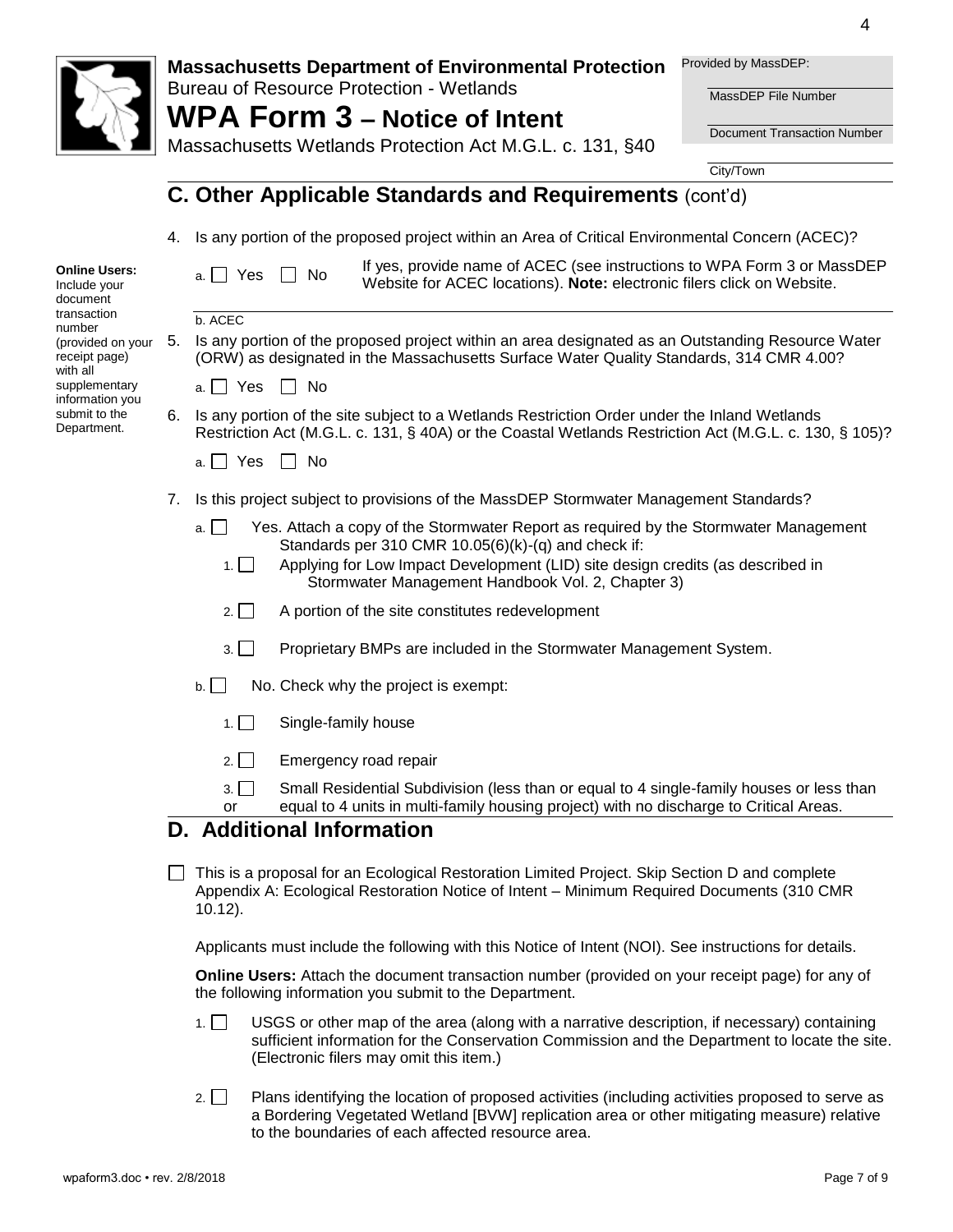**Massachusetts Department of Environmental Protection**
Bureau of Resource Protection - Wetlands

# WPA Form 3 – Notice of Intent

Massachusetts Wetlands Protection Act M.G.L. c. 131, §40

Provided by MassDEP:

MassDEP File Number

Document Transaction Number

City/Town

## C. Other Applicable Standards and Requirements (cont'd)

**Online Users:** Include your document transaction number (provided on your receipt page) with all supplementary information you submit to the Department.

4. Is any portion of the proposed project within an Area of Critical Environmental Concern (ACEC)?

   a. ☐ Yes ☐ No — If yes, provide name of ACEC (see instructions to WPA Form 3 or MassDEP Website for ACEC locations). **Note:** electronic filers click on Website.

   b. ACEC

5. Is any portion of the proposed project within an area designated as an Outstanding Resource Water (ORW) as designated in the Massachusetts Surface Water Quality Standards, 314 CMR 4.00?

   a. ☐ Yes ☐ No

6. Is any portion of the site subject to a Wetlands Restriction Order under the Inland Wetlands Restriction Act (M.G.L. c. 131, § 40A) or the Coastal Wetlands Restriction Act (M.G.L. c. 130, § 105)?

   a. ☐ Yes ☐ No

7. Is this project subject to provisions of the MassDEP Stormwater Management Standards?

   a. ☐ Yes. Attach a copy of the Stormwater Report as required by the Stormwater Management Standards per 310 CMR 10.05(6)(k)-(q) and check if:

      1. ☐ Applying for Low Impact Development (LID) site design credits (as described in Stormwater Management Handbook Vol. 2, Chapter 3)

      2. ☐ A portion of the site constitutes redevelopment

      3. ☐ Proprietary BMPs are included in the Stormwater Management System.

   b. ☐ No. Check why the project is exempt:

      1. ☐ Single-family house

      2. ☐ Emergency road repair

      3. ☐ Small Residential Subdivision (less than or equal to 4 single-family houses or less than or equal to 4 units in multi-family housing project) with no discharge to Critical Areas.

## D. Additional Information

☐ This is a proposal for an Ecological Restoration Limited Project. Skip Section D and complete Appendix A: Ecological Restoration Notice of Intent – Minimum Required Documents (310 CMR 10.12).

Applicants must include the following with this Notice of Intent (NOI). See instructions for details.

**Online Users:** Attach the document transaction number (provided on your receipt page) for any of the following information you submit to the Department.

1. ☐ USGS or other map of the area (along with a narrative description, if necessary) containing sufficient information for the Conservation Commission and the Department to locate the site. (Electronic filers may omit this item.)

2. ☐ Plans identifying the location of proposed activities (including activities proposed to serve as a Bordering Vegetated Wetland [BVW] replication area or other mitigating measure) relative to the boundaries of each affected resource area.

wpaform3.doc • rev. 2/8/2018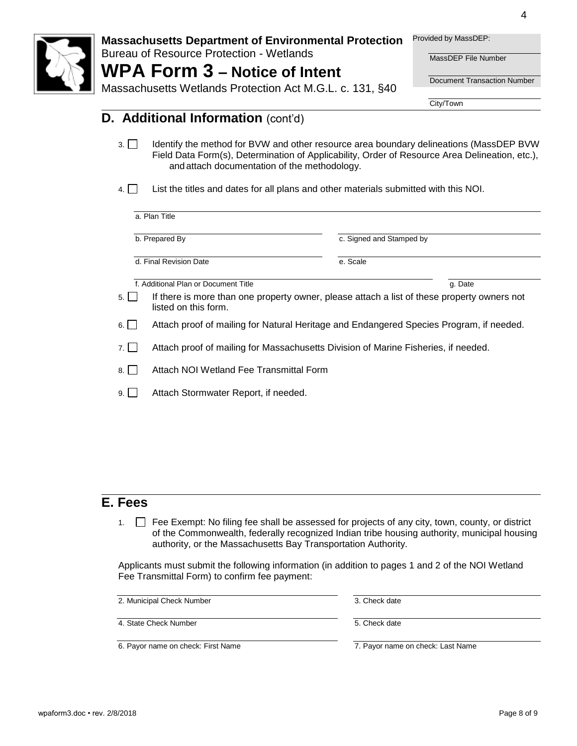**Massachusetts Department of Environmental Protection**
Bureau of Resource Protection - Wetlands

# WPA Form 3 – Notice of Intent

Massachusetts Wetlands Protection Act M.G.L. c. 131, §40

Provided by MassDEP:

MassDEP File Number

Document Transaction Number

City/Town

## D. Additional Information (cont'd)

3. ☐ Identify the method for BVW and other resource area boundary delineations (MassDEP BVW Field Data Form(s), Determination of Applicability, Order of Resource Area Delineation, etc.), and attach documentation of the methodology.

4. ☐ List the titles and dates for all plans and other materials submitted with this NOI.

a. Plan Title

b. Prepared By | c. Signed and Stamped by

d. Final Revision Date | e. Scale

f. Additional Plan or Document Title | g. Date

5. ☐ If there is more than one property owner, please attach a list of these property owners not listed on this form.

6. ☐ Attach proof of mailing for Natural Heritage and Endangered Species Program, if needed.

7. ☐ Attach proof of mailing for Massachusetts Division of Marine Fisheries, if needed.

8. ☐ Attach NOI Wetland Fee Transmittal Form

9. ☐ Attach Stormwater Report, if needed.

## E. Fees

1. ☐ Fee Exempt: No filing fee shall be assessed for projects of any city, town, county, or district of the Commonwealth, federally recognized Indian tribe housing authority, municipal housing authority, or the Massachusetts Bay Transportation Authority.

Applicants must submit the following information (in addition to pages 1 and 2 of the NOI Wetland Fee Transmittal Form) to confirm fee payment:

2. Municipal Check Number | 3. Check date

4. State Check Number | 5. Check date

6. Payor name on check: First Name | 7. Payor name on check: Last Name

wpaform3.doc • rev. 2/8/2018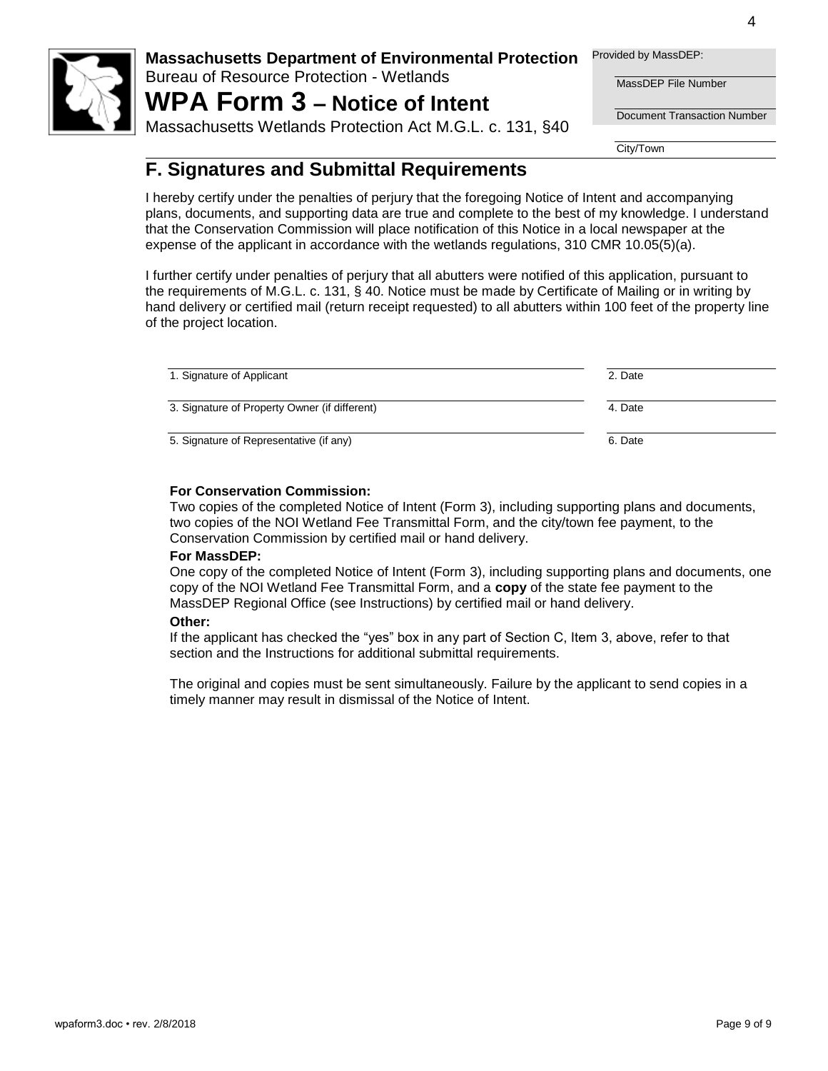**Massachusetts Department of Environmental Protection**
Bureau of Resource Protection - Wetlands

# WPA Form 3 – Notice of Intent

Massachusetts Wetlands Protection Act M.G.L. c. 131, §40

Provided by MassDEP:

MassDEP File Number

Document Transaction Number

City/Town

## F. Signatures and Submittal Requirements

I hereby certify under the penalties of perjury that the foregoing Notice of Intent and accompanying plans, documents, and supporting data are true and complete to the best of my knowledge. I understand that the Conservation Commission will place notification of this Notice in a local newspaper at the expense of the applicant in accordance with the wetlands regulations, 310 CMR 10.05(5)(a).

I further certify under penalties of perjury that all abutters were notified of this application, pursuant to the requirements of M.G.L. c. 131, § 40. Notice must be made by Certificate of Mailing or in writing by hand delivery or certified mail (return receipt requested) to all abutters within 100 feet of the property line of the project location.

| | |
|---|---|
| 1. Signature of Applicant | 2. Date |
| 3. Signature of Property Owner (if different) | 4. Date |
| 5. Signature of Representative (if any) | 6. Date |

**For Conservation Commission:**

Two copies of the completed Notice of Intent (Form 3), including supporting plans and documents, two copies of the NOI Wetland Fee Transmittal Form, and the city/town fee payment, to the Conservation Commission by certified mail or hand delivery.

**For MassDEP:**

One copy of the completed Notice of Intent (Form 3), including supporting plans and documents, one copy of the NOI Wetland Fee Transmittal Form, and a **copy** of the state fee payment to the MassDEP Regional Office (see Instructions) by certified mail or hand delivery.

**Other:**

If the applicant has checked the "yes" box in any part of Section C, Item 3, above, refer to that section and the Instructions for additional submittal requirements.

The original and copies must be sent simultaneously. Failure by the applicant to send copies in a timely manner may result in dismissal of the Notice of Intent.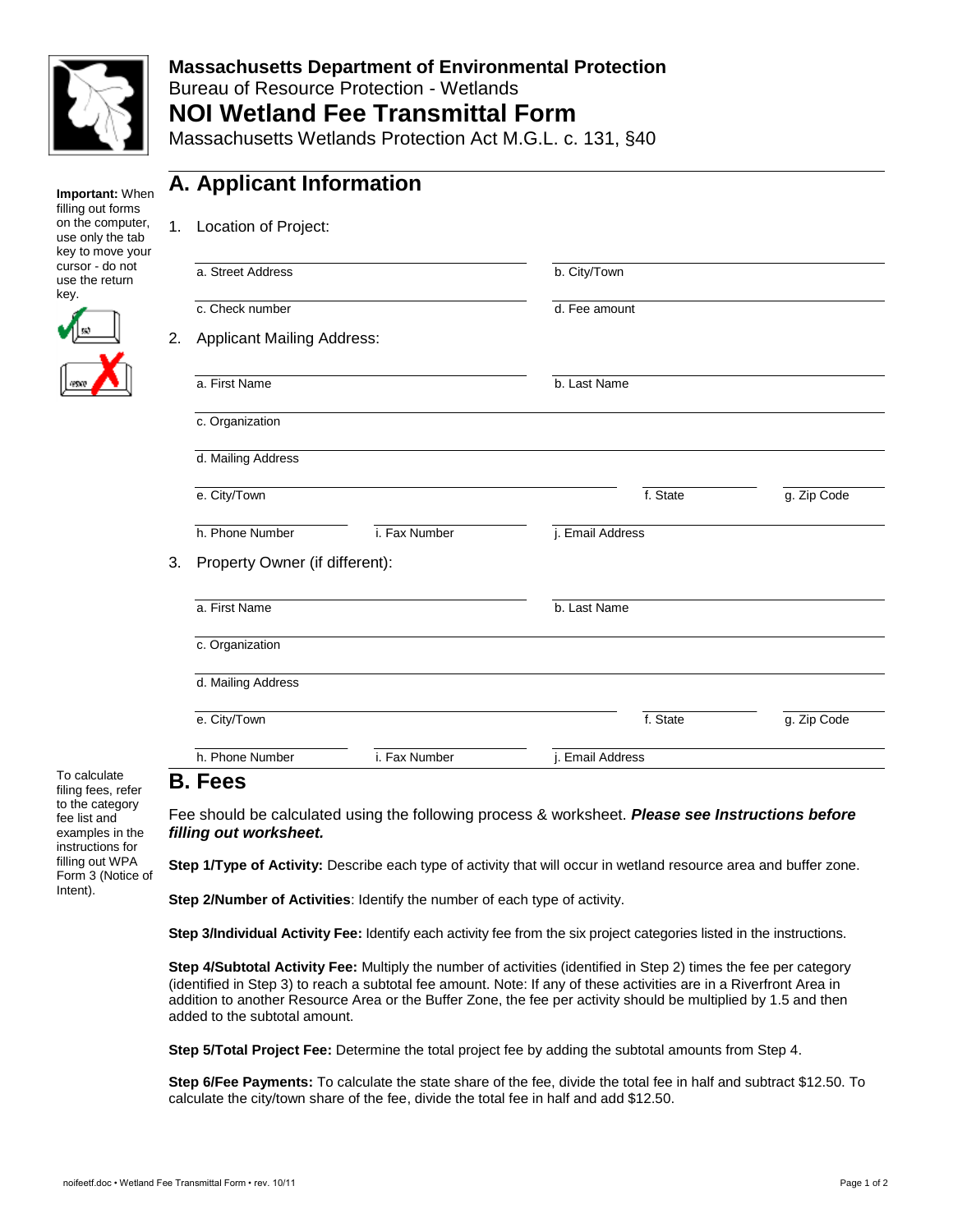**Massachusetts Department of Environmental Protection**
Bureau of Resource Protection - Wetlands
# NOI Wetland Fee Transmittal Form
Massachusetts Wetlands Protection Act M.G.L. c. 131, §40

**Important:** When filling out forms on the computer, use only the tab key to move your cursor - do not use the return key.

## A. Applicant Information

1. Location of Project:

a. Street Address | b. City/Town

c. Check number | d. Fee amount

2. Applicant Mailing Address:

a. First Name | b. Last Name

c. Organization

d. Mailing Address

e. City/Town | f. State | g. Zip Code

h. Phone Number | i. Fax Number | j. Email Address

3. Property Owner (if different):

a. First Name | b. Last Name

c. Organization

d. Mailing Address

e. City/Town | f. State | g. Zip Code

h. Phone Number | i. Fax Number | j. Email Address

## B. Fees

To calculate filing fees, refer to the category fee list and examples in the instructions for filling out WPA Form 3 (Notice of Intent).

Fee should be calculated using the following process & worksheet. ***Please see Instructions before filling out worksheet.***

**Step 1/Type of Activity:** Describe each type of activity that will occur in wetland resource area and buffer zone.

**Step 2/Number of Activities**: Identify the number of each type of activity.

**Step 3/Individual Activity Fee:** Identify each activity fee from the six project categories listed in the instructions.

**Step 4/Subtotal Activity Fee:** Multiply the number of activities (identified in Step 2) times the fee per category (identified in Step 3) to reach a subtotal fee amount. Note: If any of these activities are in a Riverfront Area in addition to another Resource Area or the Buffer Zone, the fee per activity should be multiplied by 1.5 and then added to the subtotal amount.

**Step 5/Total Project Fee:** Determine the total project fee by adding the subtotal amounts from Step 4.

**Step 6/Fee Payments:** To calculate the state share of the fee, divide the total fee in half and subtract $12.50. To calculate the city/town share of the fee, divide the total fee in half and add $12.50.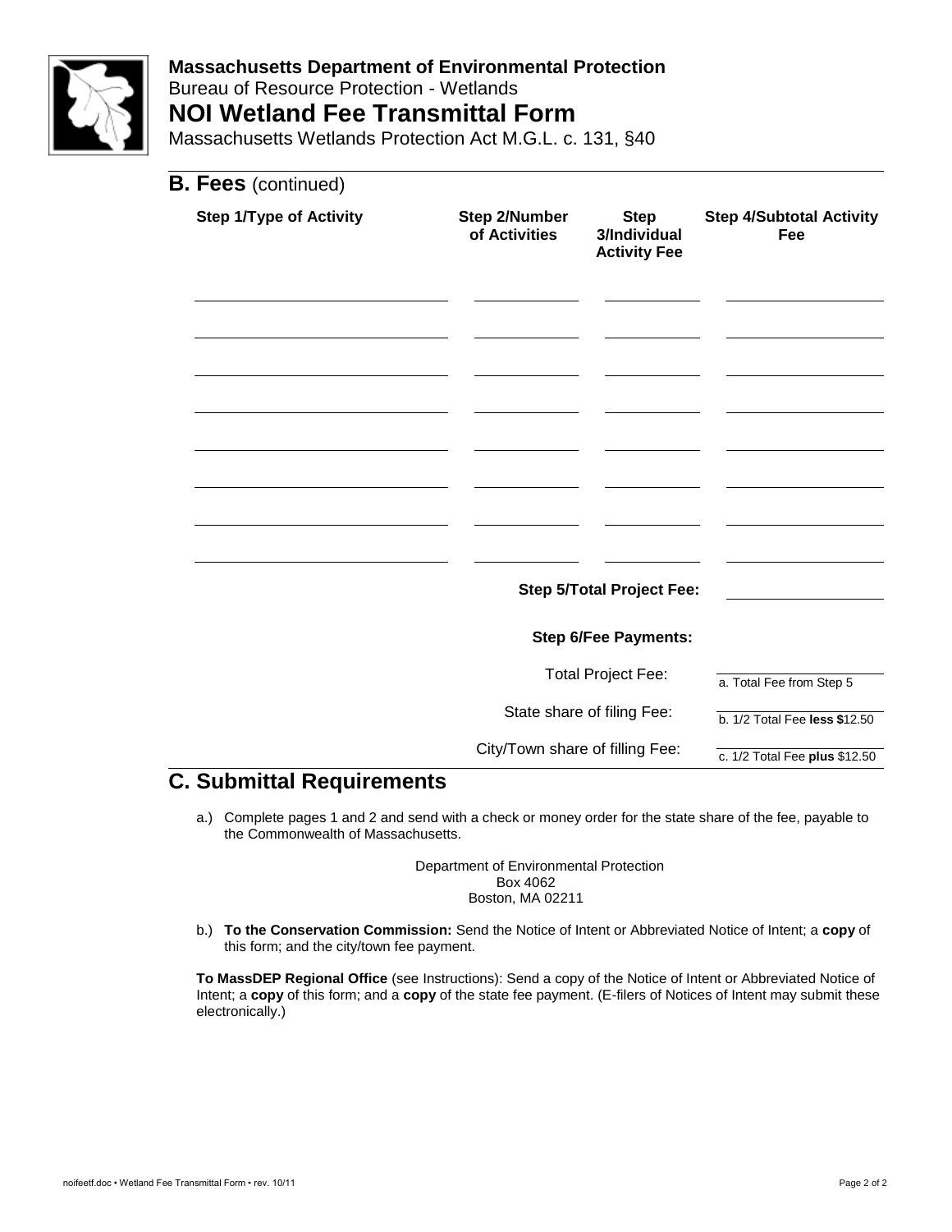Massachusetts Department of Environmental Protection
Bureau of Resource Protection - Wetlands

# NOI Wetland Fee Transmittal Form

Massachusetts Wetlands Protection Act M.G.L. c. 131, §40

## B. Fees (continued)

| Step 1/Type of Activity | Step 2/Number of Activities | Step 3/Individual Activity Fee | Step 4/Subtotal Activity Fee |
|---|---|---|---|
| | | | |
| | | | |
| | | | |
| | | | |
| | | | |
| | | | |
| | | | |
| | | | |

**Step 5/Total Project Fee:** ____________

**Step 6/Fee Payments:**

| | |
|---|---|
| Total Project Fee: | a. Total Fee from Step 5 |
| State share of filing Fee: | b. 1/2 Total Fee **less $**12.50 |
| City/Town share of filling Fee: | c. 1/2 Total Fee **plus** $12.50 |

## C. Submittal Requirements

a.) Complete pages 1 and 2 and send with a check or money order for the state share of the fee, payable to the Commonwealth of Massachusetts.

Department of Environmental Protection
Box 4062
Boston, MA 02211

b.) **To the Conservation Commission:** Send the Notice of Intent or Abbreviated Notice of Intent; a **copy** of this form; and the city/town fee payment.

**To MassDEP Regional Office** (see Instructions): Send a copy of the Notice of Intent or Abbreviated Notice of Intent; a **copy** of this form; and a **copy** of the state fee payment. (E-filers of Notices of Intent may submit these electronically.)